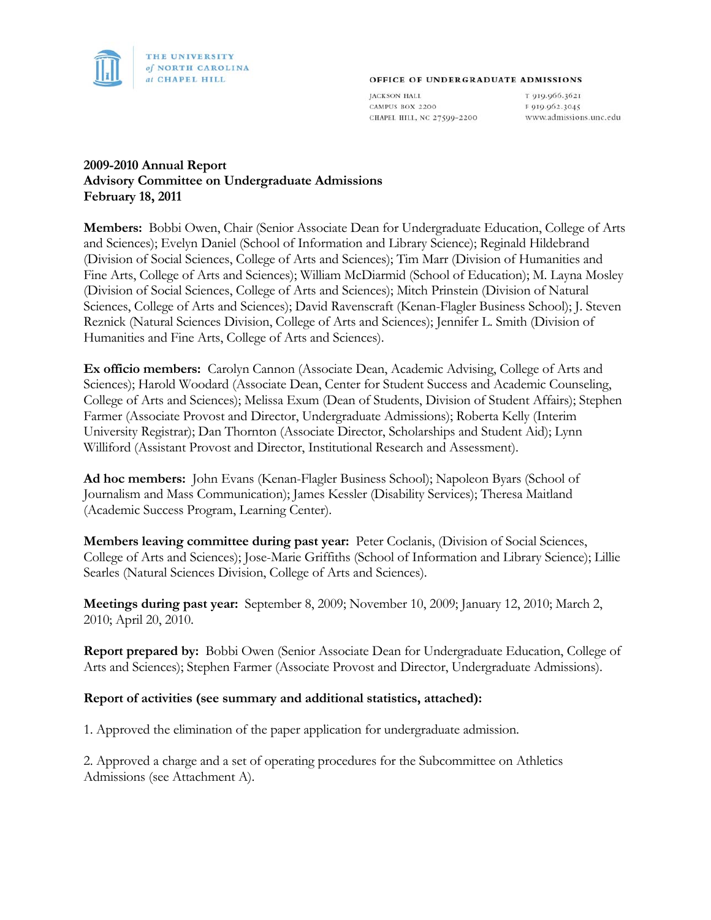THE UNIVERSITY *of* NORTH CAROLINA *at* CHAPEL HILL

OFFICE OF UNDERGRADUATE ADMISSIONS

JACKSON HALL
CAMPUS BOX 2200
CHAPEL HILL, NC 27599-2200

T 919.966.3621
F 919.962.3045
www.admissions.unc.edu

**2009-2010 Annual Report**
**Advisory Committee on Undergraduate Admissions**
**February 18, 2011**

**Members:** Bobbi Owen, Chair (Senior Associate Dean for Undergraduate Education, College of Arts and Sciences); Evelyn Daniel (School of Information and Library Science); Reginald Hildebrand (Division of Social Sciences, College of Arts and Sciences); Tim Marr (Division of Humanities and Fine Arts, College of Arts and Sciences); William McDiarmid (School of Education); M. Layna Mosley (Division of Social Sciences, College of Arts and Sciences); Mitch Prinstein (Division of Natural Sciences, College of Arts and Sciences); David Ravenscraft (Kenan-Flagler Business School); J. Steven Reznick (Natural Sciences Division, College of Arts and Sciences); Jennifer L. Smith (Division of Humanities and Fine Arts, College of Arts and Sciences).

**Ex officio members:** Carolyn Cannon (Associate Dean, Academic Advising, College of Arts and Sciences); Harold Woodard (Associate Dean, Center for Student Success and Academic Counseling, College of Arts and Sciences); Melissa Exum (Dean of Students, Division of Student Affairs); Stephen Farmer (Associate Provost and Director, Undergraduate Admissions); Roberta Kelly (Interim University Registrar); Dan Thornton (Associate Director, Scholarships and Student Aid); Lynn Williford (Assistant Provost and Director, Institutional Research and Assessment).

**Ad hoc members:** John Evans (Kenan-Flagler Business School); Napoleon Byars (School of Journalism and Mass Communication); James Kessler (Disability Services); Theresa Maitland (Academic Success Program, Learning Center).

**Members leaving committee during past year:** Peter Coclanis, (Division of Social Sciences, College of Arts and Sciences); Jose-Marie Griffiths (School of Information and Library Science); Lillie Searles (Natural Sciences Division, College of Arts and Sciences).

**Meetings during past year:** September 8, 2009; November 10, 2009; January 12, 2010; March 2, 2010; April 20, 2010.

**Report prepared by:** Bobbi Owen (Senior Associate Dean for Undergraduate Education, College of Arts and Sciences); Stephen Farmer (Associate Provost and Director, Undergraduate Admissions).

**Report of activities (see summary and additional statistics, attached):**

1. Approved the elimination of the paper application for undergraduate admission.

2. Approved a charge and a set of operating procedures for the Subcommittee on Athletics Admissions (see Attachment A).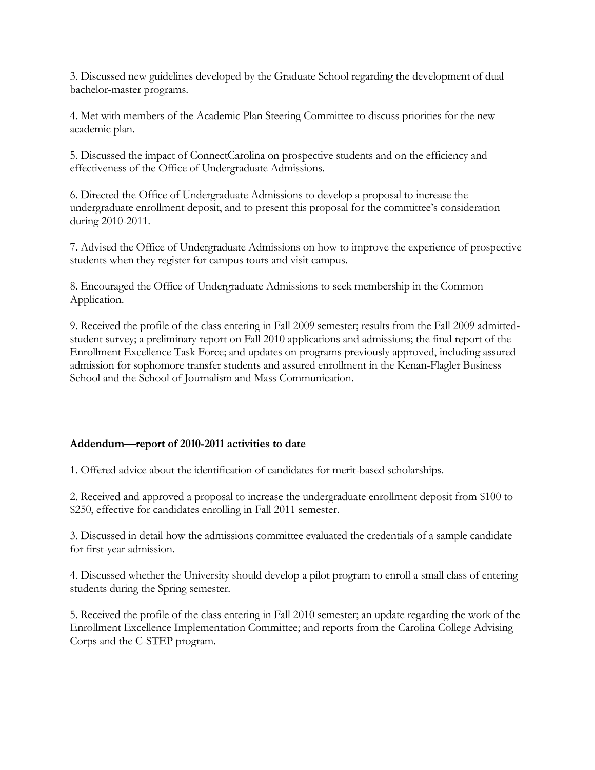3. Discussed new guidelines developed by the Graduate School regarding the development of dual bachelor-master programs.

4. Met with members of the Academic Plan Steering Committee to discuss priorities for the new academic plan.

5. Discussed the impact of ConnectCarolina on prospective students and on the efficiency and effectiveness of the Office of Undergraduate Admissions.

6. Directed the Office of Undergraduate Admissions to develop a proposal to increase the undergraduate enrollment deposit, and to present this proposal for the committee's consideration during 2010-2011.

7. Advised the Office of Undergraduate Admissions on how to improve the experience of prospective students when they register for campus tours and visit campus.

8. Encouraged the Office of Undergraduate Admissions to seek membership in the Common Application.

9. Received the profile of the class entering in Fall 2009 semester; results from the Fall 2009 admitted-student survey; a preliminary report on Fall 2010 applications and admissions; the final report of the Enrollment Excellence Task Force; and updates on programs previously approved, including assured admission for sophomore transfer students and assured enrollment in the Kenan-Flagler Business School and the School of Journalism and Mass Communication.

**Addendum—report of 2010-2011 activities to date**

1. Offered advice about the identification of candidates for merit-based scholarships.

2. Received and approved a proposal to increase the undergraduate enrollment deposit from $100 to $250, effective for candidates enrolling in Fall 2011 semester.

3. Discussed in detail how the admissions committee evaluated the credentials of a sample candidate for first-year admission.

4. Discussed whether the University should develop a pilot program to enroll a small class of entering students during the Spring semester.

5. Received the profile of the class entering in Fall 2010 semester; an update regarding the work of the Enrollment Excellence Implementation Committee; and reports from the Carolina College Advising Corps and the C-STEP program.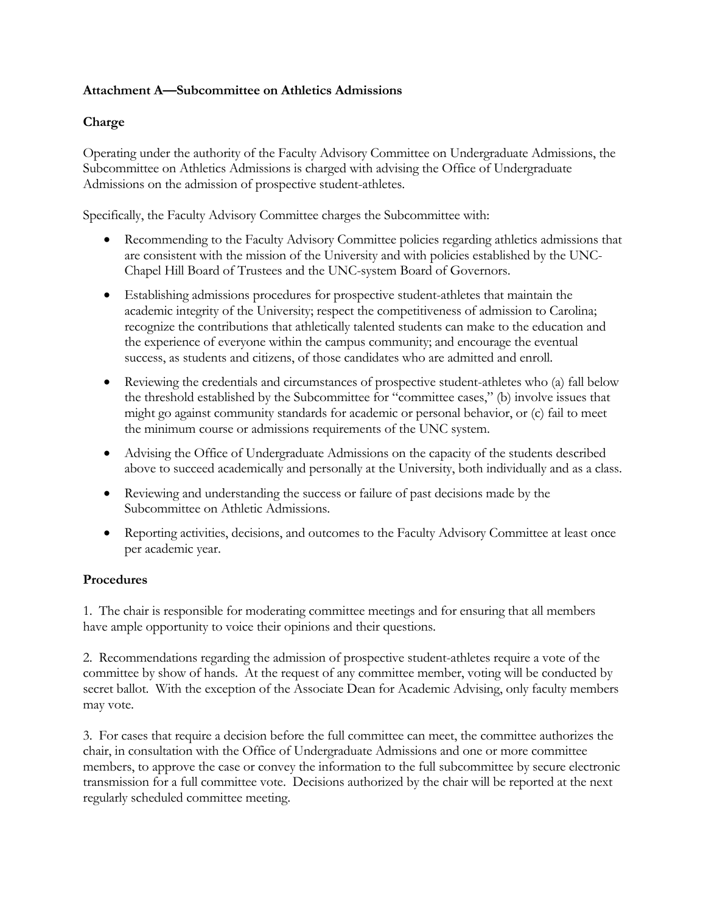**Attachment A—Subcommittee on Athletics Admissions**

**Charge**

Operating under the authority of the Faculty Advisory Committee on Undergraduate Admissions, the Subcommittee on Athletics Admissions is charged with advising the Office of Undergraduate Admissions on the admission of prospective student-athletes.

Specifically, the Faculty Advisory Committee charges the Subcommittee with:

- Recommending to the Faculty Advisory Committee policies regarding athletics admissions that are consistent with the mission of the University and with policies established by the UNC-Chapel Hill Board of Trustees and the UNC-system Board of Governors.
- Establishing admissions procedures for prospective student-athletes that maintain the academic integrity of the University; respect the competitiveness of admission to Carolina; recognize the contributions that athletically talented students can make to the education and the experience of everyone within the campus community; and encourage the eventual success, as students and citizens, of those candidates who are admitted and enroll.
- Reviewing the credentials and circumstances of prospective student-athletes who (a) fall below the threshold established by the Subcommittee for "committee cases," (b) involve issues that might go against community standards for academic or personal behavior, or (c) fail to meet the minimum course or admissions requirements of the UNC system.
- Advising the Office of Undergraduate Admissions on the capacity of the students described above to succeed academically and personally at the University, both individually and as a class.
- Reviewing and understanding the success or failure of past decisions made by the Subcommittee on Athletic Admissions.
- Reporting activities, decisions, and outcomes to the Faculty Advisory Committee at least once per academic year.

**Procedures**

1. The chair is responsible for moderating committee meetings and for ensuring that all members have ample opportunity to voice their opinions and their questions.

2. Recommendations regarding the admission of prospective student-athletes require a vote of the committee by show of hands. At the request of any committee member, voting will be conducted by secret ballot. With the exception of the Associate Dean for Academic Advising, only faculty members may vote.

3. For cases that require a decision before the full committee can meet, the committee authorizes the chair, in consultation with the Office of Undergraduate Admissions and one or more committee members, to approve the case or convey the information to the full subcommittee by secure electronic transmission for a full committee vote. Decisions authorized by the chair will be reported at the next regularly scheduled committee meeting.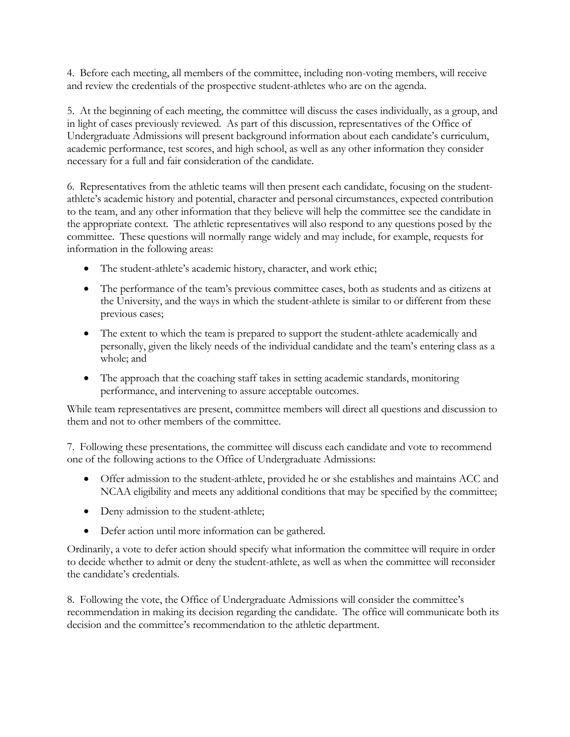4. Before each meeting, all members of the committee, including non-voting members, will receive and review the credentials of the prospective student-athletes who are on the agenda.

5. At the beginning of each meeting, the committee will discuss the cases individually, as a group, and in light of cases previously reviewed. As part of this discussion, representatives of the Office of Undergraduate Admissions will present background information about each candidate's curriculum, academic performance, test scores, and high school, as well as any other information they consider necessary for a full and fair consideration of the candidate.

6. Representatives from the athletic teams will then present each candidate, focusing on the student-athlete's academic history and potential, character and personal circumstances, expected contribution to the team, and any other information that they believe will help the committee see the candidate in the appropriate context. The athletic representatives will also respond to any questions posed by the committee. These questions will normally range widely and may include, for example, requests for information in the following areas:

- The student-athlete's academic history, character, and work ethic;
- The performance of the team's previous committee cases, both as students and as citizens at the University, and the ways in which the student-athlete is similar to or different from these previous cases;
- The extent to which the team is prepared to support the student-athlete academically and personally, given the likely needs of the individual candidate and the team's entering class as a whole; and
- The approach that the coaching staff takes in setting academic standards, monitoring performance, and intervening to assure acceptable outcomes.

While team representatives are present, committee members will direct all questions and discussion to them and not to other members of the committee.

7. Following these presentations, the committee will discuss each candidate and vote to recommend one of the following actions to the Office of Undergraduate Admissions:

- Offer admission to the student-athlete, provided he or she establishes and maintains ACC and NCAA eligibility and meets any additional conditions that may be specified by the committee;
- Deny admission to the student-athlete;
- Defer action until more information can be gathered.

Ordinarily, a vote to defer action should specify what information the committee will require in order to decide whether to admit or deny the student-athlete, as well as when the committee will reconsider the candidate's credentials.

8. Following the vote, the Office of Undergraduate Admissions will consider the committee's recommendation in making its decision regarding the candidate. The office will communicate both its decision and the committee's recommendation to the athletic department.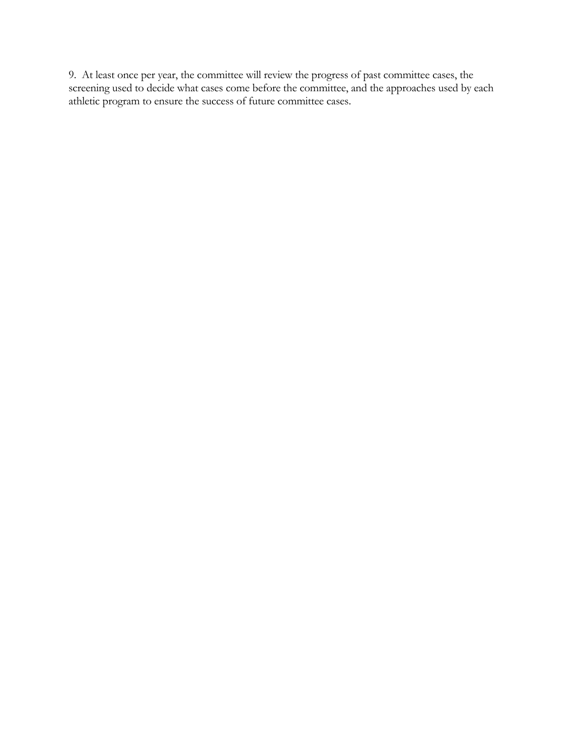9. At least once per year, the committee will review the progress of past committee cases, the screening used to decide what cases come before the committee, and the approaches used by each athletic program to ensure the success of future committee cases.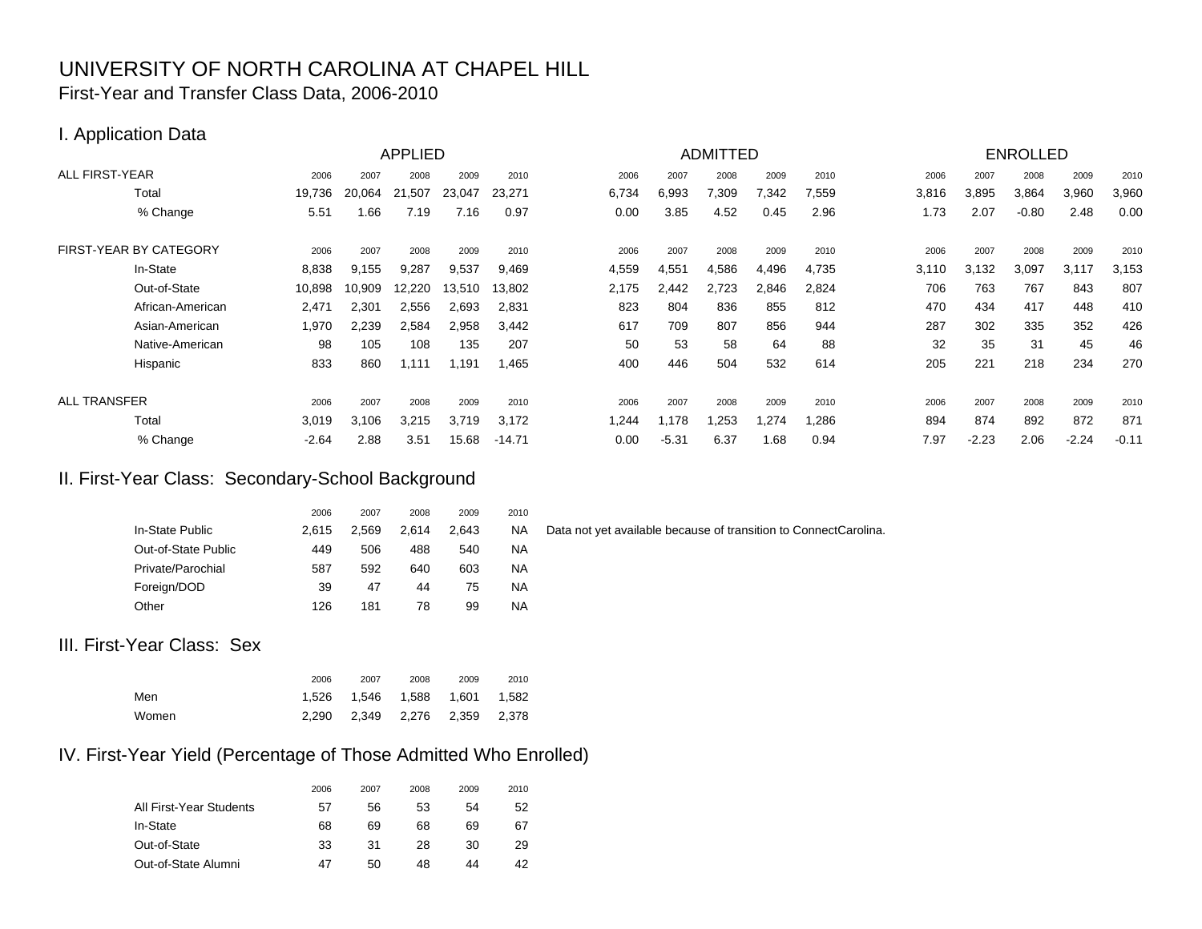# UNIVERSITY OF NORTH CAROLINA AT CHAPEL HILL

First-Year and Transfer Class Data, 2006-2010

## I. Application Data

| | APPLIED | | | | | ADMITTED | | | | | ENROLLED | | | | |
|---|---|---|---|---|---|---|---|---|---|---|---|---|---|---|---|
| ALL FIRST-YEAR | 2006 | 2007 | 2008 | 2009 | 2010 | 2006 | 2007 | 2008 | 2009 | 2010 | 2006 | 2007 | 2008 | 2009 | 2010 |
| Total | 19,736 | 20,064 | 21,507 | 23,047 | 23,271 | 6,734 | 6,993 | 7,309 | 7,342 | 7,559 | 3,816 | 3,895 | 3,864 | 3,960 | 3,960 |
| % Change | 5.51 | 1.66 | 7.19 | 7.16 | 0.97 | 0.00 | 3.85 | 4.52 | 0.45 | 2.96 | 1.73 | 2.07 | -0.80 | 2.48 | 0.00 |
| FIRST-YEAR BY CATEGORY | 2006 | 2007 | 2008 | 2009 | 2010 | 2006 | 2007 | 2008 | 2009 | 2010 | 2006 | 2007 | 2008 | 2009 | 2010 |
| In-State | 8,838 | 9,155 | 9,287 | 9,537 | 9,469 | 4,559 | 4,551 | 4,586 | 4,496 | 4,735 | 3,110 | 3,132 | 3,097 | 3,117 | 3,153 |
| Out-of-State | 10,898 | 10,909 | 12,220 | 13,510 | 13,802 | 2,175 | 2,442 | 2,723 | 2,846 | 2,824 | 706 | 763 | 767 | 843 | 807 |
| African-American | 2,471 | 2,301 | 2,556 | 2,693 | 2,831 | 823 | 804 | 836 | 855 | 812 | 470 | 434 | 417 | 448 | 410 |
| Asian-American | 1,970 | 2,239 | 2,584 | 2,958 | 3,442 | 617 | 709 | 807 | 856 | 944 | 287 | 302 | 335 | 352 | 426 |
| Native-American | 98 | 105 | 108 | 135 | 207 | 50 | 53 | 58 | 64 | 88 | 32 | 35 | 31 | 45 | 46 |
| Hispanic | 833 | 860 | 1,111 | 1,191 | 1,465 | 400 | 446 | 504 | 532 | 614 | 205 | 221 | 218 | 234 | 270 |
| ALL TRANSFER | 2006 | 2007 | 2008 | 2009 | 2010 | 2006 | 2007 | 2008 | 2009 | 2010 | 2006 | 2007 | 2008 | 2009 | 2010 |
| Total | 3,019 | 3,106 | 3,215 | 3,719 | 3,172 | 1,244 | 1,178 | 1,253 | 1,274 | 1,286 | 894 | 874 | 892 | 872 | 871 |
| % Change | -2.64 | 2.88 | 3.51 | 15.68 | -14.71 | 0.00 | -5.31 | 6.37 | 1.68 | 0.94 | 7.97 | -2.23 | 2.06 | -2.24 | -0.11 |

## II. First-Year Class: Secondary-School Background

| | 2006 | 2007 | 2008 | 2009 | 2010 |
|---|---|---|---|---|---|
| In-State Public | 2,615 | 2,569 | 2,614 | 2,643 | NA |
| Out-of-State Public | 449 | 506 | 488 | 540 | NA |
| Private/Parochial | 587 | 592 | 640 | 603 | NA |
| Foreign/DOD | 39 | 47 | 44 | 75 | NA |
| Other | 126 | 181 | 78 | 99 | NA |

Data not yet available because of transition to ConnectCarolina.

## III. First-Year Class: Sex

| | 2006 | 2007 | 2008 | 2009 | 2010 |
|---|---|---|---|---|---|
| Men | 1,526 | 1,546 | 1,588 | 1,601 | 1,582 |
| Women | 2,290 | 2,349 | 2,276 | 2,359 | 2,378 |

## IV. First-Year Yield (Percentage of Those Admitted Who Enrolled)

| | 2006 | 2007 | 2008 | 2009 | 2010 |
|---|---|---|---|---|---|
| All First-Year Students | 57 | 56 | 53 | 54 | 52 |
| In-State | 68 | 69 | 68 | 69 | 67 |
| Out-of-State | 33 | 31 | 28 | 30 | 29 |
| Out-of-State Alumni | 47 | 50 | 48 | 44 | 42 |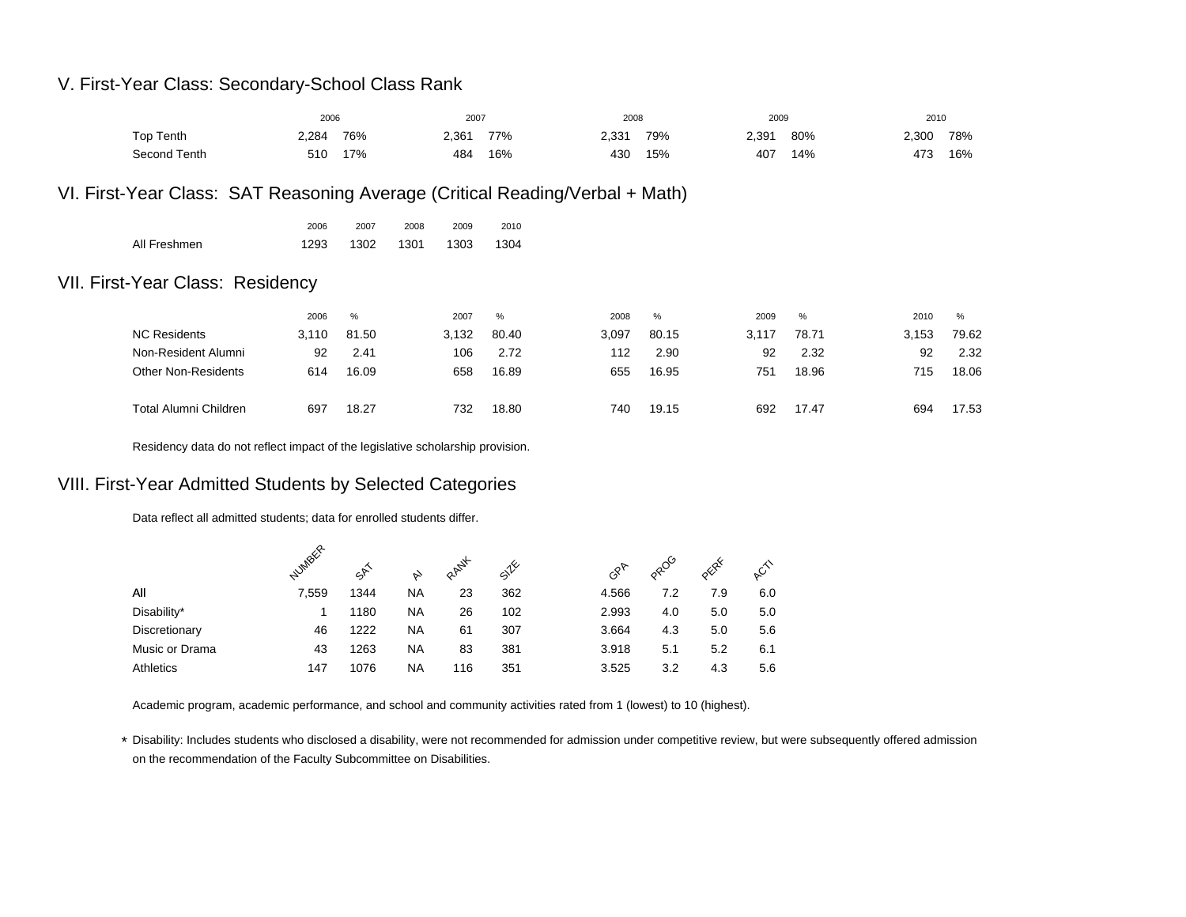## V. First-Year Class: Secondary-School Class Rank

| | 2006 | | 2007 | | 2008 | | 2009 | | 2010 | |
|---|---|---|---|---|---|---|---|---|---|---|
| Top Tenth | 2,284 | 76% | 2,361 | 77% | 2,331 | 79% | 2,391 | 80% | 2,300 | 78% |
| Second Tenth | 510 | 17% | 484 | 16% | 430 | 15% | 407 | 14% | 473 | 16% |

## VI. First-Year Class: SAT Reasoning Average (Critical Reading/Verbal + Math)

| | 2006 | 2007 | 2008 | 2009 | 2010 |
|---|---|---|---|---|---|
| All Freshmen | 1293 | 1302 | 1301 | 1303 | 1304 |

## VII. First-Year Class: Residency

| | 2006 | % | 2007 | % | 2008 | % | 2009 | % | 2010 | % |
|---|---|---|---|---|---|---|---|---|---|---|
| NC Residents | 3,110 | 81.50 | 3,132 | 80.40 | 3,097 | 80.15 | 3,117 | 78.71 | 3,153 | 79.62 |
| Non-Resident Alumni | 92 | 2.41 | 106 | 2.72 | 112 | 2.90 | 92 | 2.32 | 92 | 2.32 |
| Other Non-Residents | 614 | 16.09 | 658 | 16.89 | 655 | 16.95 | 751 | 18.96 | 715 | 18.06 |
| | | | | | | | | | | |
| Total Alumni Children | 697 | 18.27 | 732 | 18.80 | 740 | 19.15 | 692 | 17.47 | 694 | 17.53 |

Residency data do not reflect impact of the legislative scholarship provision.

## VIII. First-Year Admitted Students by Selected Categories

Data reflect all admitted students; data for enrolled students differ.

| | NUMBER | SAT | AI | RANK | SIZE | GPA | PROG | PERF | ACTI |
|---|---|---|---|---|---|---|---|---|---|
| All | 7,559 | 1344 | NA | 23 | 362 | 4.566 | 7.2 | 7.9 | 6.0 |
| Disability* | 1 | 1180 | NA | 26 | 102 | 2.993 | 4.0 | 5.0 | 5.0 |
| Discretionary | 46 | 1222 | NA | 61 | 307 | 3.664 | 4.3 | 5.0 | 5.6 |
| Music or Drama | 43 | 1263 | NA | 83 | 381 | 3.918 | 5.1 | 5.2 | 6.1 |
| Athletics | 147 | 1076 | NA | 116 | 351 | 3.525 | 3.2 | 4.3 | 5.6 |

Academic program, academic performance, and school and community activities rated from 1 (lowest) to 10 (highest).

* Disability: Includes students who disclosed a disability, were not recommended for admission under competitive review, but were subsequently offered admission on the recommendation of the Faculty Subcommittee on Disabilities.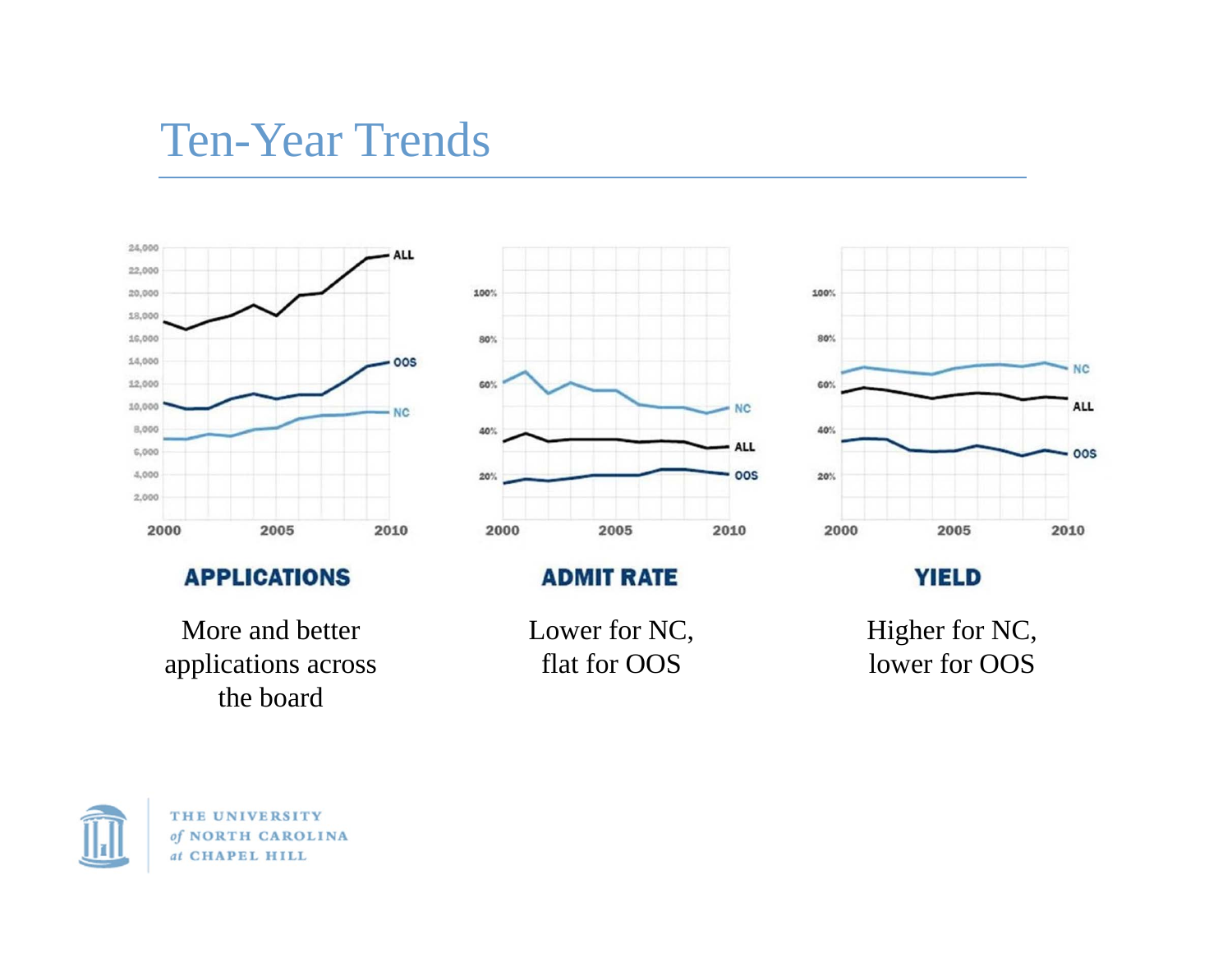# Ten-Year Trends

## APPLICATIONS

More and better applications across the board

## ADMIT RATE

Lower for NC, flat for OOS

## YIELD

Higher for NC, lower for OOS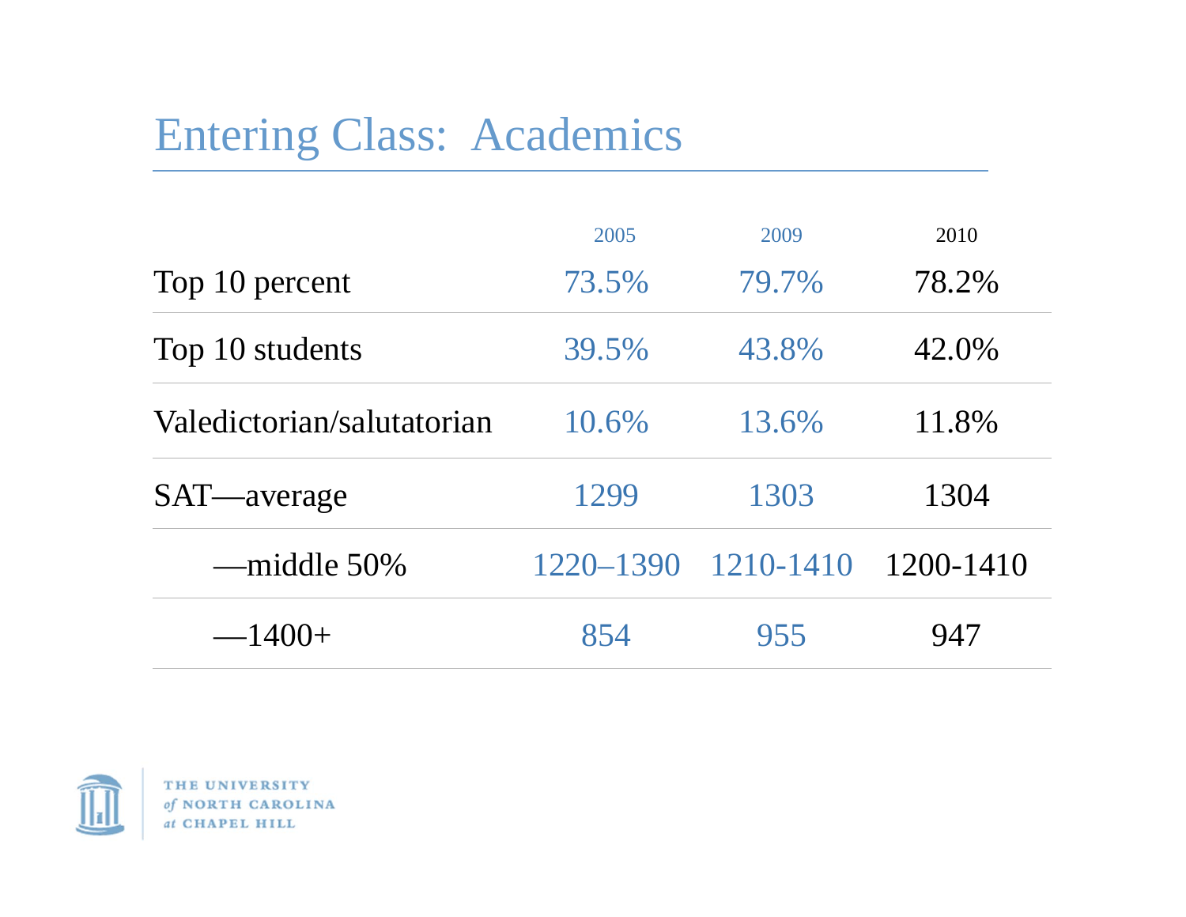# Entering Class: Academics

| | 2005 | 2009 | 2010 |
|---|---|---|---|
| Top 10 percent | 73.5% | 79.7% | 78.2% |
| Top 10 students | 39.5% | 43.8% | 42.0% |
| Valedictorian/salutatorian | 10.6% | 13.6% | 11.8% |
| SAT—average | 1299 | 1303 | 1304 |
| —middle 50% | 1220–1390 | 1210-1410 | 1200-1410 |
| —1400+ | 854 | 955 | 947 |

THE UNIVERSITY *of* NORTH CAROLINA *at* CHAPEL HILL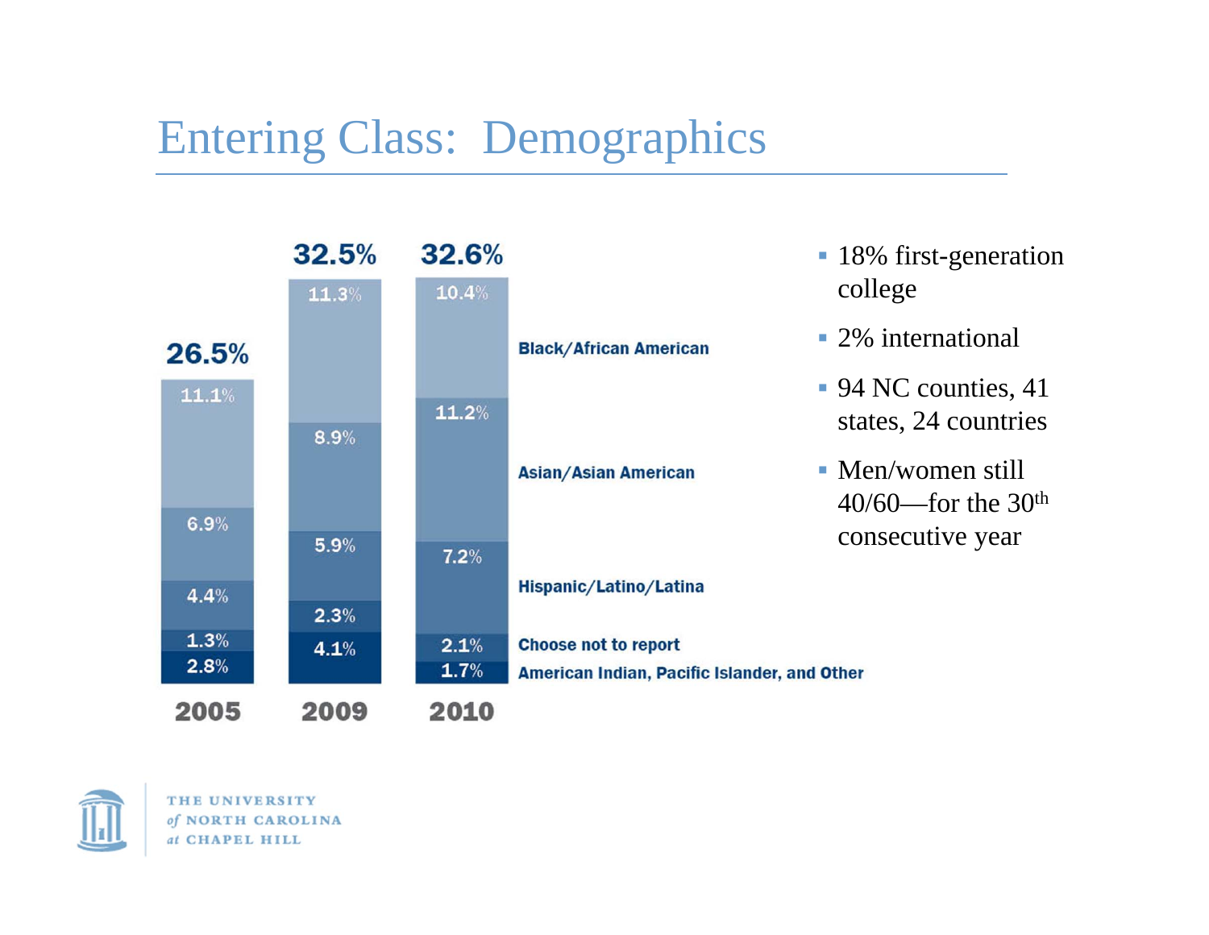# Entering Class: Demographics

| | 2005 | 2009 | 2010 |
|---|---|---|---|
| Total | 26.5% | 32.5% | 32.6% |
| Black/African American | 11.1% | 11.3% | 10.4% |
| Asian/Asian American | 6.9% | 8.9% | 11.2% |
| Hispanic/Latino/Latina | 4.4% | 5.9% | 7.2% |
| Choose not to report | 1.3% | 2.3% | 2.1% |
| American Indian, Pacific Islander, and Other | 2.8% | 4.1% | 1.7% |

- 18% first-generation college
- 2% international
- 94 NC counties, 41 states, 24 countries
- Men/women still 40/60—for the 30th consecutive year

THE UNIVERSITY *of* NORTH CAROLINA *at* CHAPEL HILL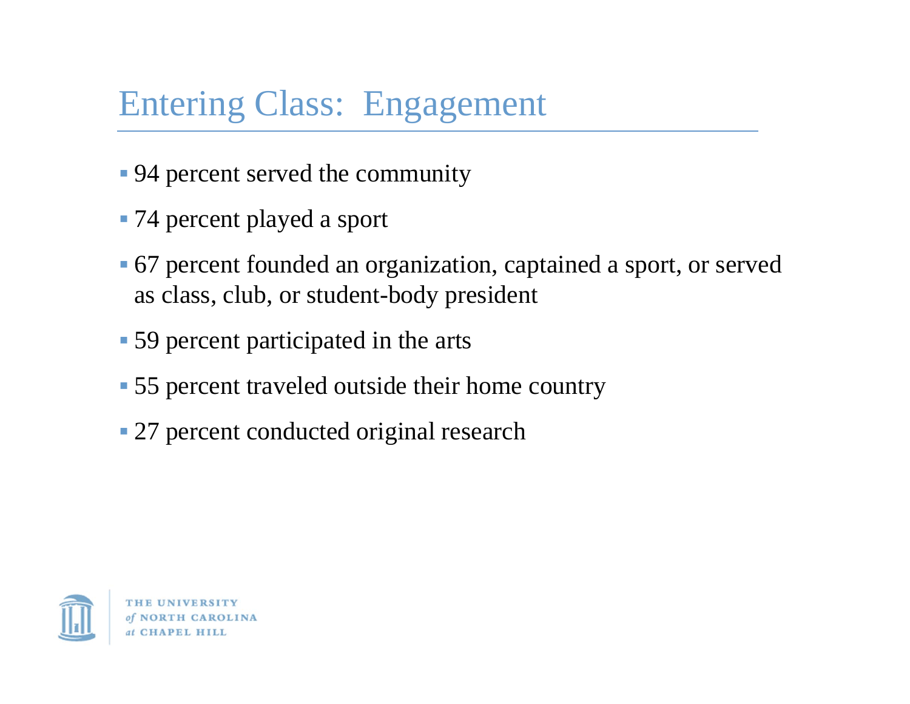# Entering Class: Engagement

- 94 percent served the community
- 74 percent played a sport
- 67 percent founded an organization, captained a sport, or served as class, club, or student-body president
- 59 percent participated in the arts
- 55 percent traveled outside their home country
- 27 percent conducted original research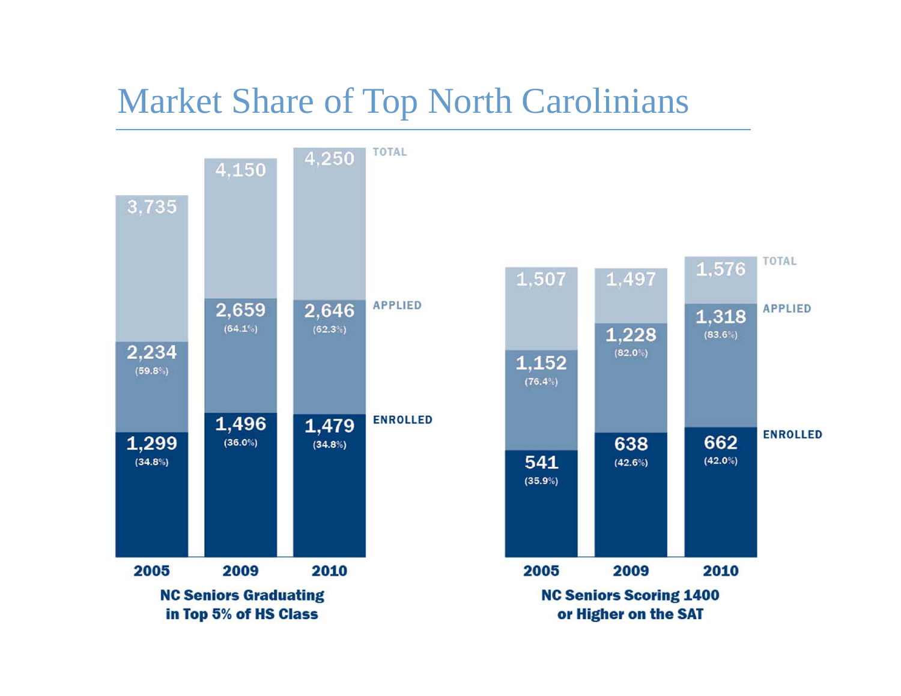# Market Share of Top North Carolinians

**NC Seniors Graduating in Top 5% of HS Class**

| | 2005 | 2009 | 2010 |
|---|---|---|---|
| TOTAL | 3,735 | 4,150 | 4,250 |
| APPLIED | 2,234 (59.8%) | 2,659 (64.1%) | 2,646 (62.3%) |
| ENROLLED | 1,299 (34.8%) | 1,496 (36.0%) | 1,479 (34.8%) |

**NC Seniors Scoring 1400 or Higher on the SAT**

| | 2005 | 2009 | 2010 |
|---|---|---|---|
| TOTAL | 1,507 | 1,497 | 1,576 |
| APPLIED | 1,152 (76.4%) | 1,228 (82.0%) | 1,318 (83.6%) |
| ENROLLED | 541 (35.9%) | 638 (42.6%) | 662 (42.0%) |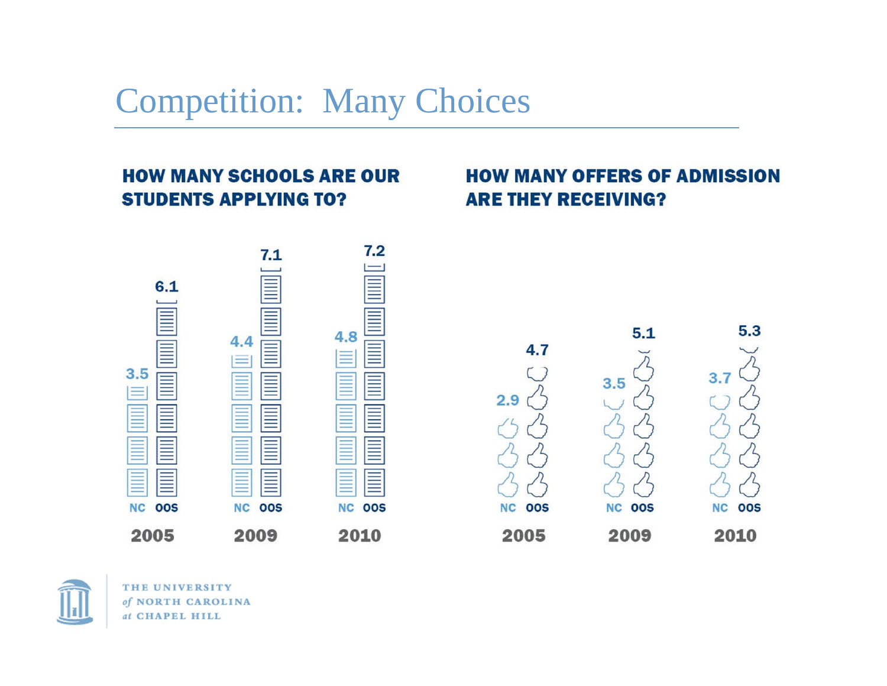# Competition: Many Choices

## HOW MANY SCHOOLS ARE OUR STUDENTS APPLYING TO?

| | NC | OOS |
|---|---|---|
| 2005 | 3.5 | 6.1 |
| 2009 | 4.4 | 7.1 |
| 2010 | 4.8 | 7.2 |

## HOW MANY OFFERS OF ADMISSION ARE THEY RECEIVING?

| | NC | OOS |
|---|---|---|
| 2005 | 2.9 | 4.7 |
| 2009 | 3.5 | 5.1 |
| 2010 | 3.7 | 5.3 |

THE UNIVERSITY *of* NORTH CAROLINA *at* CHAPEL HILL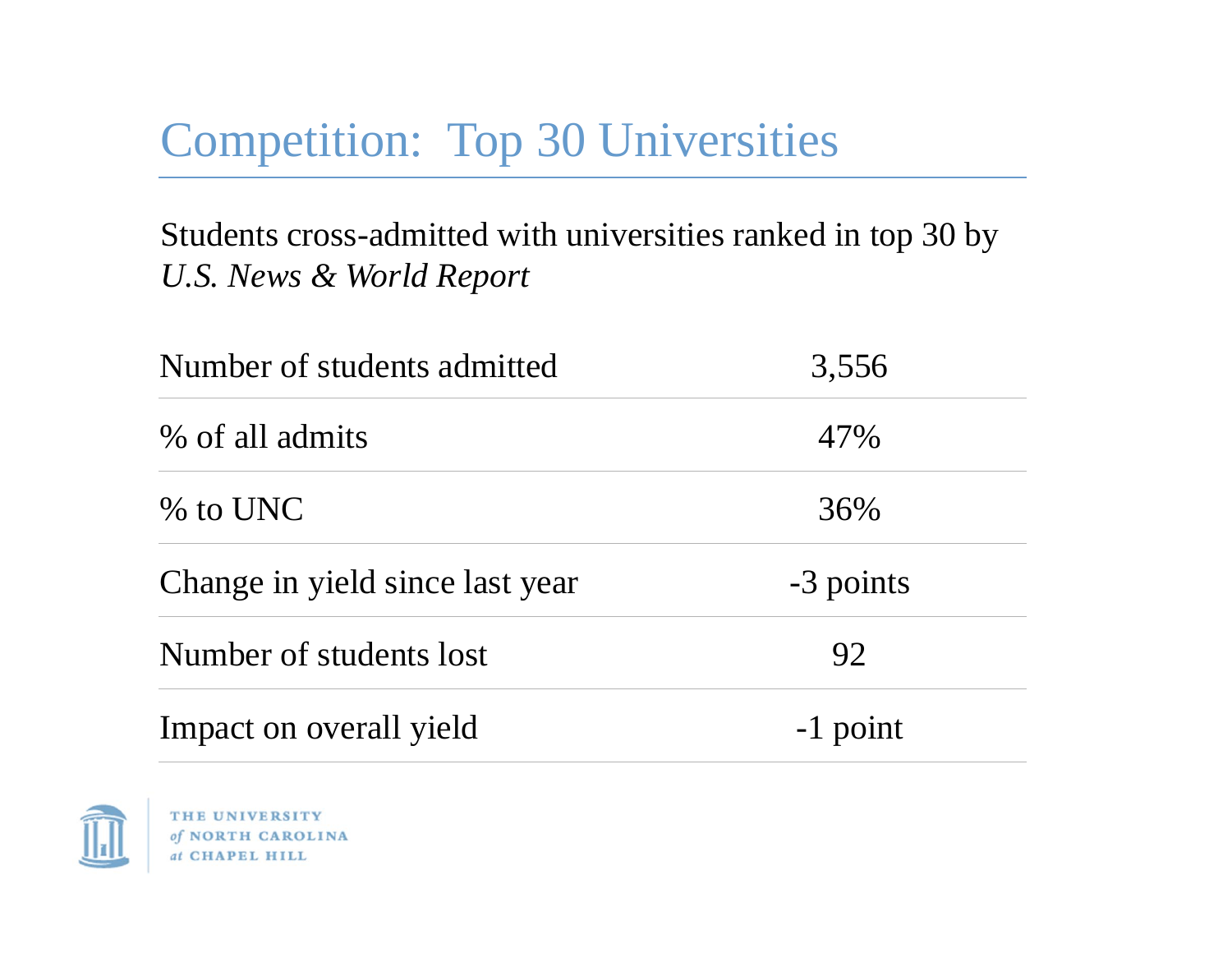# Competition: Top 30 Universities

Students cross-admitted with universities ranked in top 30 by *U.S. News & World Report*

| | |
|---|---|
| Number of students admitted | 3,556 |
| % of all admits | 47% |
| % to UNC | 36% |
| Change in yield since last year | -3 points |
| Number of students lost | 92 |
| Impact on overall yield | -1 point |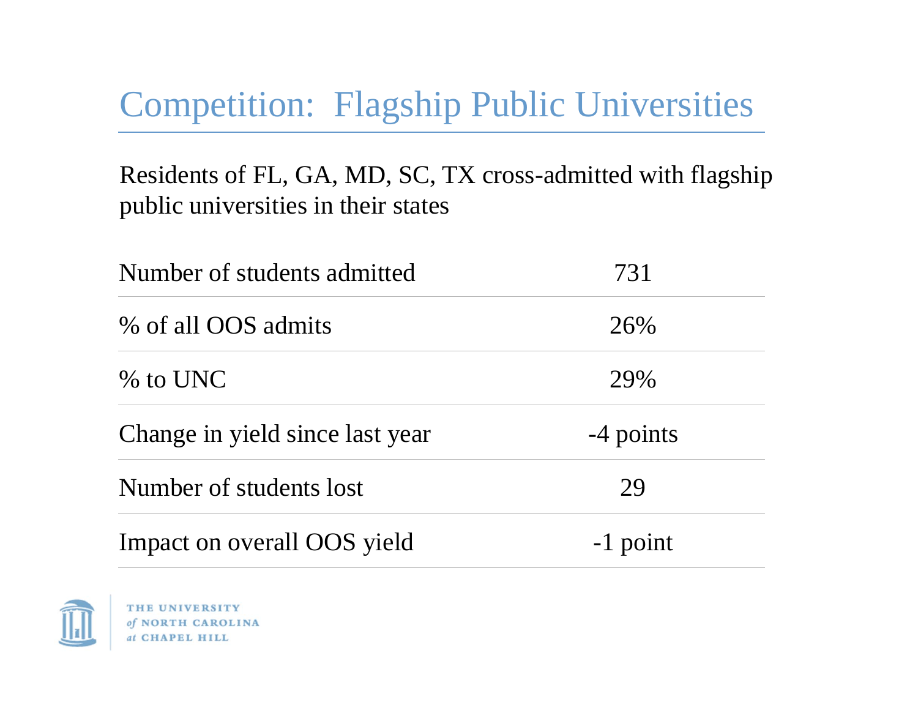# Competition: Flagship Public Universities

Residents of FL, GA, MD, SC, TX cross-admitted with flagship public universities in their states

| | |
|---|---|
| Number of students admitted | 731 |
| % of all OOS admits | 26% |
| % to UNC | 29% |
| Change in yield since last year | -4 points |
| Number of students lost | 29 |
| Impact on overall OOS yield | -1 point |

THE UNIVERSITY *of* NORTH CAROLINA *at* CHAPEL HILL